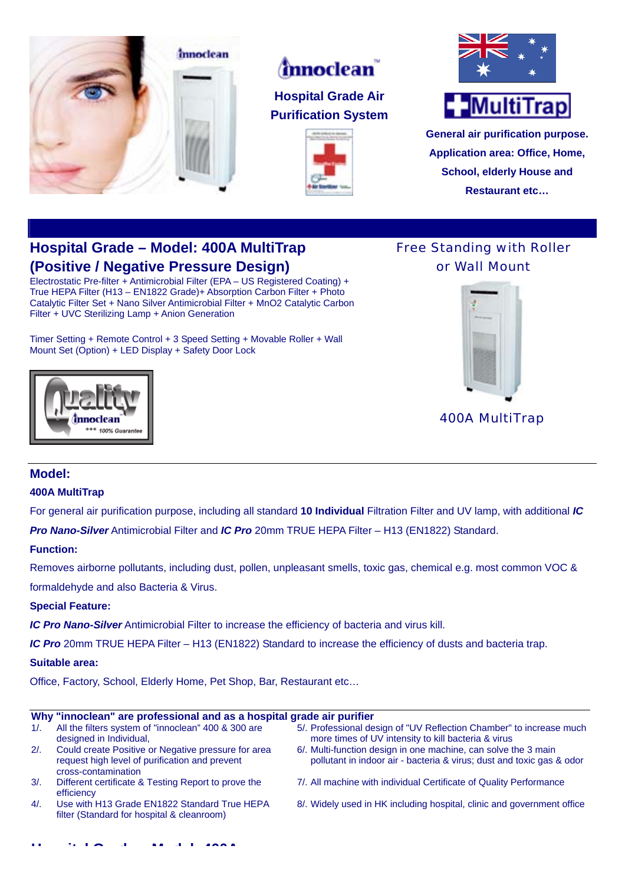innoclean™

**Hospital Grade Air Purification System**

MultiTrap

**General air purification purpose. Application area: Office, Home, School, elderly House and Restaurant etc…**

## Hospital Grade – Model: 400A MultiTrap (Positive / Negative Pressure Design)

Electrostatic Pre-filter + Antimicrobial Filter (EPA – US Registered Coating) + True HEPA Filter (H13 – EN1822 Grade)+ Absorption Carbon Filter + Photo Catalytic Filter Set + Nano Silver Antimicrobial Filter + MnO2 Catalytic Carbon Filter + UVC Sterilizing Lamp + Anion Generation

Timer Setting + Remote Control + 3 Speed Setting + Movable Roller + Wall Mount Set (Option) + LED Display + Safety Door Lock

Free Standing with Roller or Wall Mount

400A MultiTrap

## Model:

**400A MultiTrap**

For general air purification purpose, including all standard **10 Individual** Filtration Filter and UV lamp, with additional ***IC Pro Nano-Silver*** Antimicrobial Filter and ***IC Pro*** 20mm TRUE HEPA Filter – H13 (EN1822) Standard.

**Function:**

Removes airborne pollutants, including dust, pollen, unpleasant smells, toxic gas, chemical e.g. most common VOC & formaldehyde and also Bacteria & Virus.

**Special Feature:**

***IC Pro Nano-Silver*** Antimicrobial Filter to increase the efficiency of bacteria and virus kill.

***IC Pro*** 20mm TRUE HEPA Filter – H13 (EN1822) Standard to increase the efficiency of dusts and bacteria trap.

**Suitable area:**

Office, Factory, School, Elderly Home, Pet Shop, Bar, Restaurant etc…

### Why "innoclean" are professional and as a hospital grade air purifier

1/. All the filters system of "innoclean" 400 & 300 are designed in Individual,

2/. Could create Positive or Negative pressure for area request high level of purification and prevent cross-contamination

3/. Different certificate & Testing Report to prove the efficiency

4/. Use with H13 Grade EN1822 Standard True HEPA filter (Standard for hospital & cleanroom)

5/. Professional design of "UV Reflection Chamber" to increase much more times of UV intensity to kill bacteria & virus

6/. Multi-function design in one machine, can solve the 3 main pollutant in indoor air - bacteria & virus; dust and toxic gas & odor

7/. All machine with individual Certificate of Quality Performance

8/. Widely used in HK including hospital, clinic and government office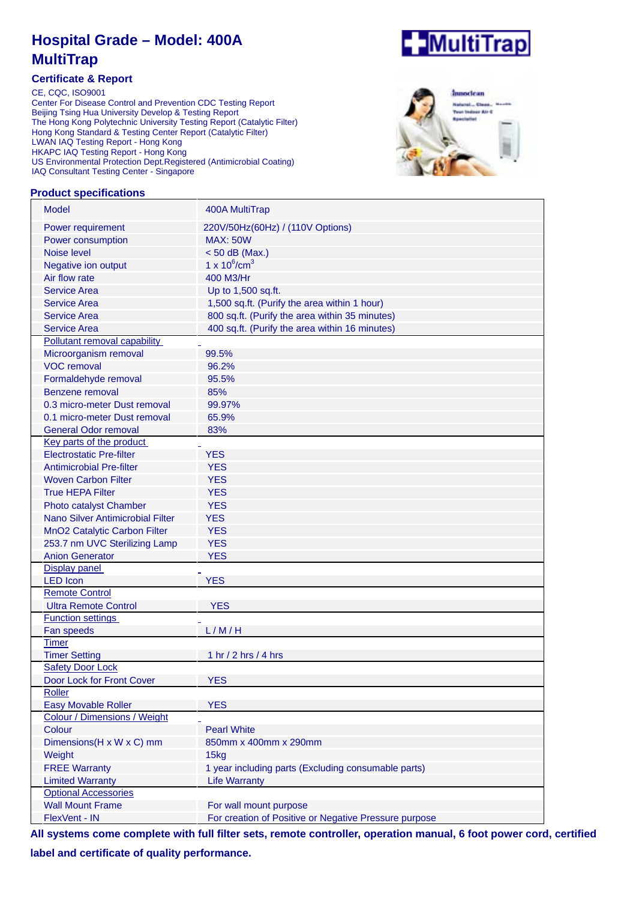# Hospital Grade – Model: 400A MultiTrap

### Certificate & Report

CE, CQC, ISO9001
Center For Disease Control and Prevention CDC Testing Report
Beijing Tsing Hua University Develop & Testing Report
The Hong Kong Polytechnic University Testing Report (Catalytic Filter)
Hong Kong Standard & Testing Center Report (Catalytic Filter)
LWAN IAQ Testing Report - Hong Kong
HKAPC IAQ Testing Report - Hong Kong
US Environmental Protection Dept.Registered (Antimicrobial Coating)
IAQ Consultant Testing Center - Singapore

### Product specifications

| | |
|---|---|
| Model | 400A MultiTrap |
| Power requirement | 220V/50Hz(60Hz) / (110V Options) |
| Power consumption | MAX: 50W |
| Noise level | < 50 dB (Max.) |
| Negative ion output | $1 \times 10^6/cm^3$ |
| Air flow rate | 400 M3/Hr |
| Service Area | Up to 1,500 sq.ft. |
| Service Area | 1,500 sq.ft. (Purify the area within 1 hour) |
| Service Area | 800 sq.ft. (Purify the area within 35 minutes) |
| Service Area | 400 sq.ft. (Purify the area within 16 minutes) |
| Pollutant removal capability | |
| Microorganism removal | 99.5% |
| VOC removal | 96.2% |
| Formaldehyde removal | 95.5% |
| Benzene removal | 85% |
| 0.3 micro-meter Dust removal | 99.97% |
| 0.1 micro-meter Dust removal | 65.9% |
| General Odor removal | 83% |
| Key parts of the product | |
| Electrostatic Pre-filter | YES |
| Antimicrobial Pre-filter | YES |
| Woven Carbon Filter | YES |
| True HEPA Filter | YES |
| Photo catalyst Chamber | YES |
| Nano Silver Antimicrobial Filter | YES |
| MnO2 Catalytic Carbon Filter | YES |
| 253.7 nm UVC Sterilizing Lamp | YES |
| Anion Generator | YES |
| Display panel | |
| LED Icon | YES |
| Remote Control | |
| Ultra Remote Control | YES |
| Function settings | |
| Fan speeds | L / M / H |
| Timer | |
| Timer Setting | 1 hr / 2 hrs / 4 hrs |
| Safety Door Lock | |
| Door Lock for Front Cover | YES |
| Roller | |
| Easy Movable Roller | YES |
| Colour / Dimensions / Weight | |
| Colour | Pearl White |
| Dimensions(H x W x C) mm | 850mm x 400mm x 290mm |
| Weight | 15kg |
| FREE Warranty | 1 year including parts (Excluding consumable parts) |
| Limited Warranty | Life Warranty |
| Optional Accessories | |
| Wall Mount Frame | For wall mount purpose |
| FlexVent - IN | For creation of Positive or Negative Pressure purpose |

**All systems come complete with full filter sets, remote controller, operation manual, 6 foot power cord, certified label and certificate of quality performance.**